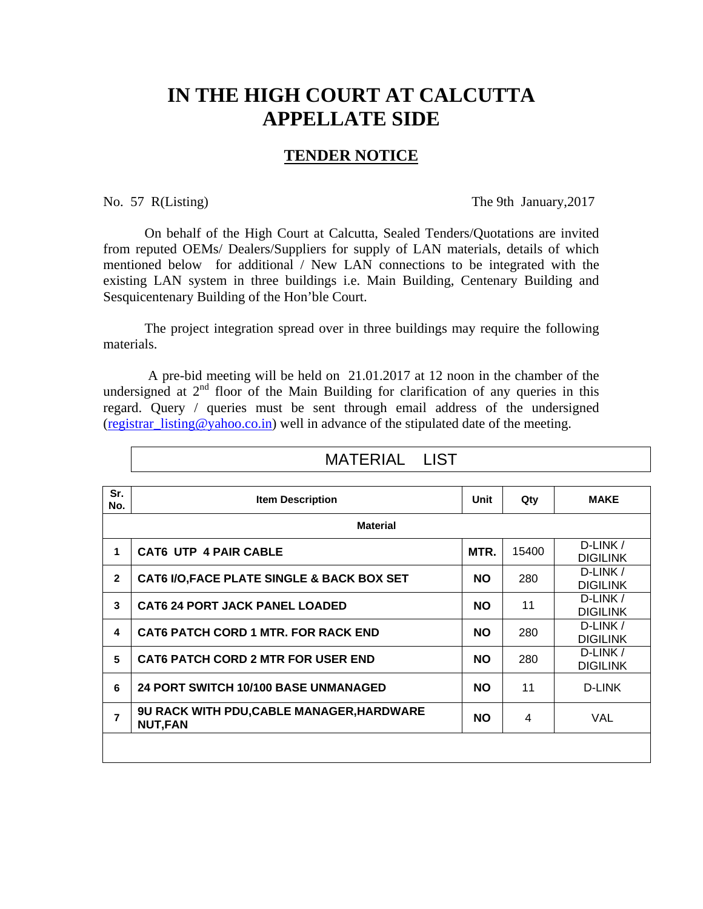# IN THE HIGH COURT AT CALCUTTA
# APPELLATE SIDE

## TENDER NOTICE

No. 57 R(Listing) The 9th January,2017

On behalf of the High Court at Calcutta, Sealed Tenders/Quotations are invited from reputed OEMs/ Dealers/Suppliers for supply of LAN materials, details of which mentioned below for additional / New LAN connections to be integrated with the existing LAN system in three buildings i.e. Main Building, Centenary Building and Sesquicentenary Building of the Hon'ble Court.

The project integration spread over in three buildings may require the following materials.

A pre-bid meeting will be held on 21.01.2017 at 12 noon in the chamber of the undersigned at 2nd floor of the Main Building for clarification of any queries in this regard. Query / queries must be sent through email address of the undersigned (registrar_listing@yahoo.co.in) well in advance of the stipulated date of the meeting.

MATERIAL LIST

| Sr. No. | Item Description | Unit | Qty | MAKE |
|---|---|---|---|---|
| | **Material** | | | |
| **1** | **CAT6 UTP 4 PAIR CABLE** | **MTR.** | 15400 | D-LINK / DIGILINK |
| **2** | **CAT6 I/O,FACE PLATE SINGLE & BACK BOX SET** | **NO** | 280 | D-LINK / DIGILINK |
| **3** | **CAT6 24 PORT JACK PANEL LOADED** | **NO** | 11 | D-LINK / DIGILINK |
| **4** | **CAT6 PATCH CORD 1 MTR. FOR RACK END** | **NO** | 280 | D-LINK / DIGILINK |
| **5** | **CAT6 PATCH CORD 2 MTR FOR USER END** | **NO** | 280 | D-LINK / DIGILINK |
| **6** | **24 PORT SWITCH 10/100 BASE UNMANAGED** | **NO** | 11 | D-LINK |
| **7** | **9U RACK WITH PDU,CABLE MANAGER,HARDWARE NUT,FAN** | **NO** | 4 | VAL |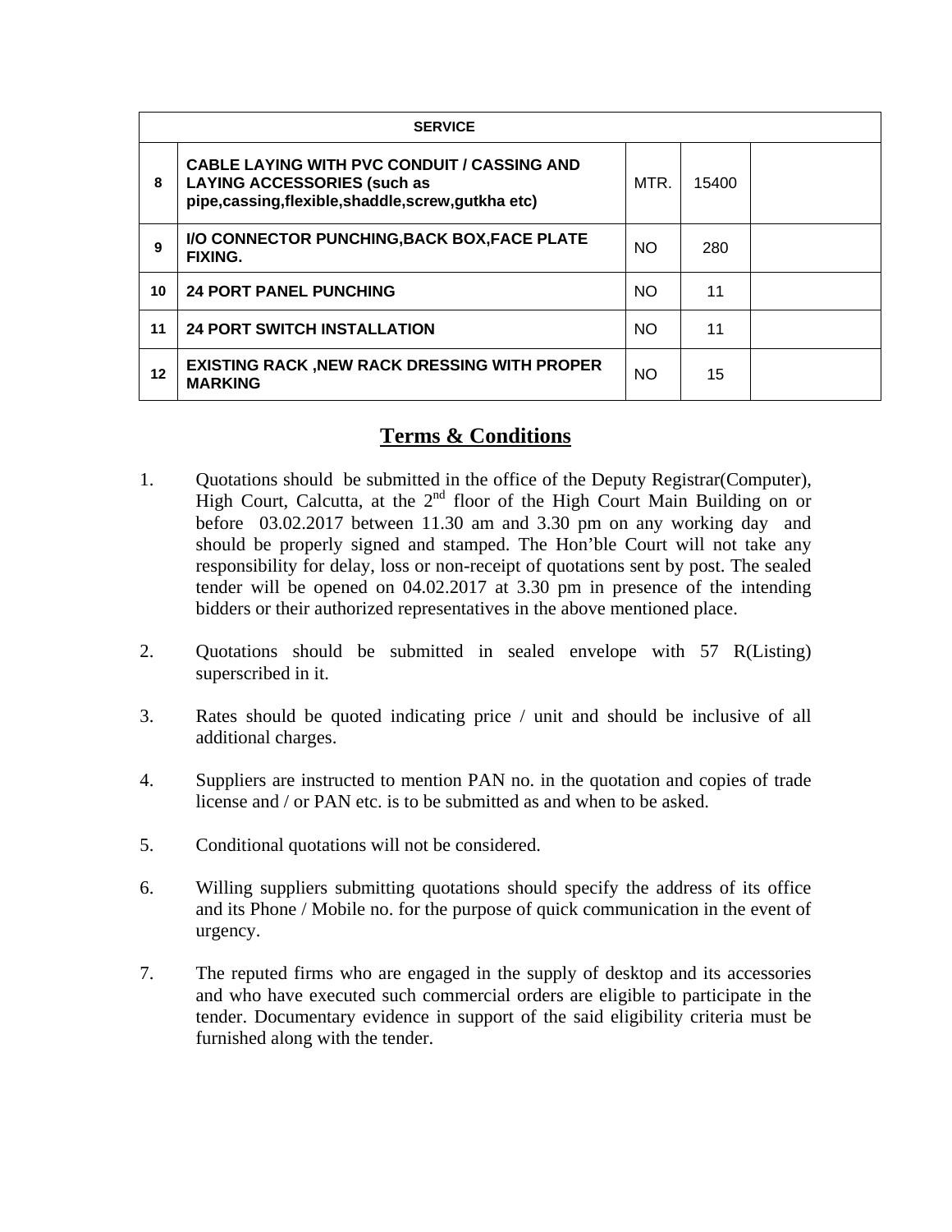| SERVICE | | | | |
|---|---|---|---|---|
| **8** | **CABLE LAYING WITH PVC CONDUIT / CASSING AND LAYING ACCESSORIES (such as pipe,cassing,flexible,shaddle,screw,gutkha etc)** | MTR. | 15400 | |
| **9** | **I/O CONNECTOR PUNCHING,BACK BOX,FACE PLATE FIXING.** | NO | 280 | |
| **10** | **24 PORT PANEL PUNCHING** | NO | 11 | |
| **11** | **24 PORT SWITCH INSTALLATION** | NO | 11 | |
| **12** | **EXISTING RACK ,NEW RACK DRESSING WITH PROPER MARKING** | NO | 15 | |

## Terms & Conditions

1. Quotations should be submitted in the office of the Deputy Registrar(Computer), High Court, Calcutta, at the 2nd floor of the High Court Main Building on or before 03.02.2017 between 11.30 am and 3.30 pm on any working day and should be properly signed and stamped. The Hon'ble Court will not take any responsibility for delay, loss or non-receipt of quotations sent by post. The sealed tender will be opened on 04.02.2017 at 3.30 pm in presence of the intending bidders or their authorized representatives in the above mentioned place.

2. Quotations should be submitted in sealed envelope with 57 R(Listing) superscribed in it.

3. Rates should be quoted indicating price / unit and should be inclusive of all additional charges.

4. Suppliers are instructed to mention PAN no. in the quotation and copies of trade license and / or PAN etc. is to be submitted as and when to be asked.

5. Conditional quotations will not be considered.

6. Willing suppliers submitting quotations should specify the address of its office and its Phone / Mobile no. for the purpose of quick communication in the event of urgency.

7. The reputed firms who are engaged in the supply of desktop and its accessories and who have executed such commercial orders are eligible to participate in the tender. Documentary evidence in support of the said eligibility criteria must be furnished along with the tender.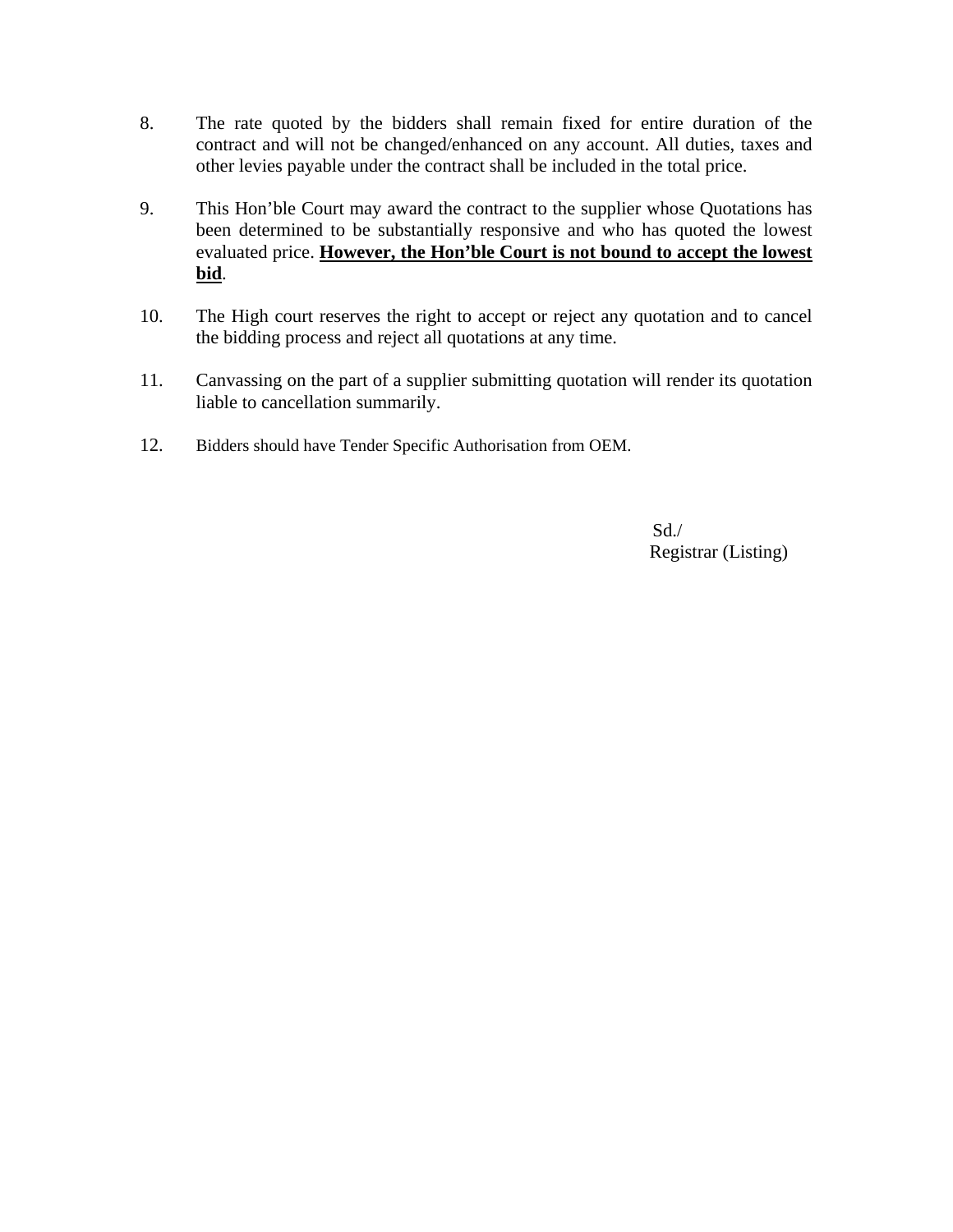8. The rate quoted by the bidders shall remain fixed for entire duration of the contract and will not be changed/enhanced on any account. All duties, taxes and other levies payable under the contract shall be included in the total price.

9. This Hon'ble Court may award the contract to the supplier whose Quotations has been determined to be substantially responsive and who has quoted the lowest evaluated price. **<u>However, the Hon'ble Court is not bound to accept the lowest bid</u>**.

10. The High court reserves the right to accept or reject any quotation and to cancel the bidding process and reject all quotations at any time.

11. Canvassing on the part of a supplier submitting quotation will render its quotation liable to cancellation summarily.

12. Bidders should have Tender Specific Authorisation from OEM.

Sd./
Registrar (Listing)